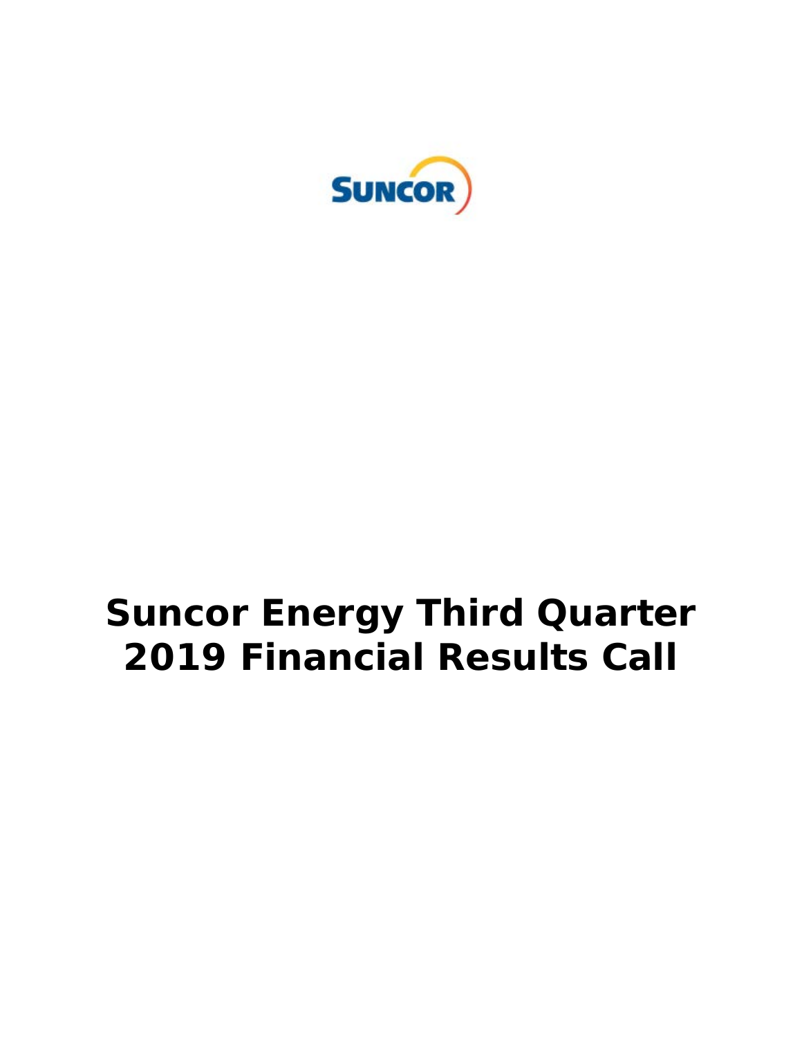SUNCOR

# Suncor Energy Third Quarter 2019 Financial Results Call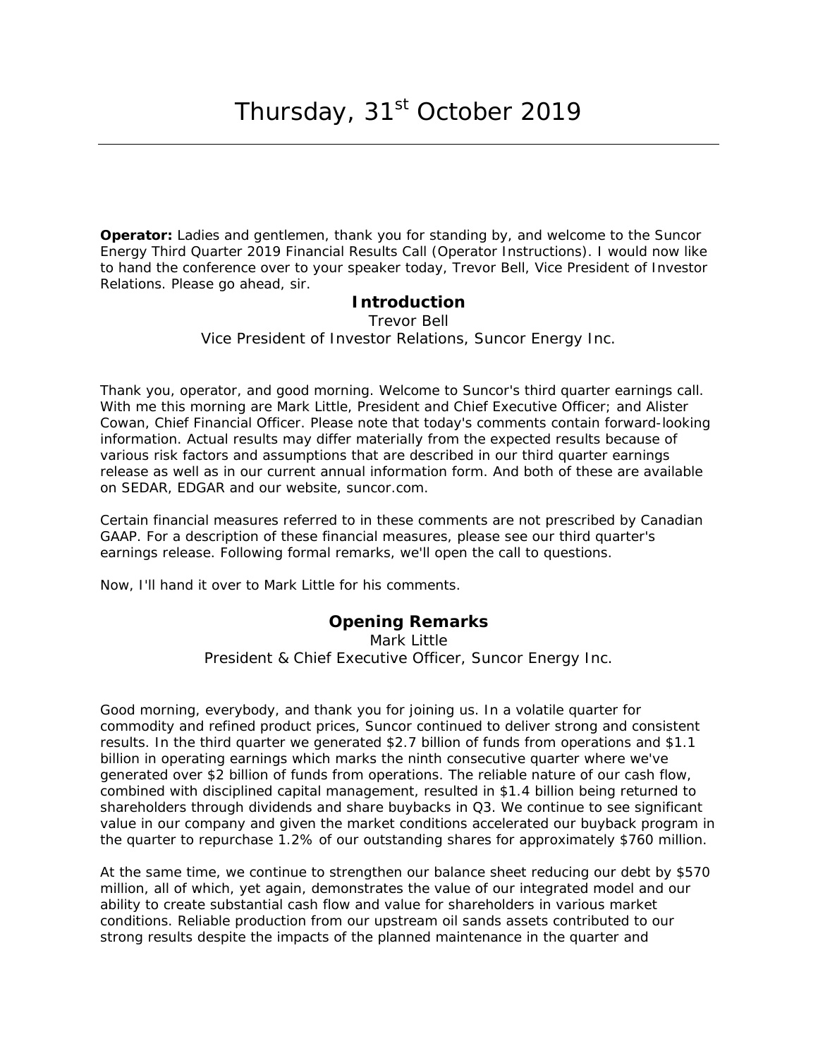# Thursday, 31st October 2019

**Operator:** Ladies and gentlemen, thank you for standing by, and welcome to the Suncor Energy Third Quarter 2019 Financial Results Call (Operator Instructions). I would now like to hand the conference over to your speaker today, Trevor Bell, Vice President of Investor Relations. Please go ahead, sir.

## Introduction

Trevor Bell
Vice President of Investor Relations, Suncor Energy Inc.

Thank you, operator, and good morning. Welcome to Suncor's third quarter earnings call. With me this morning are Mark Little, President and Chief Executive Officer; and Alister Cowan, Chief Financial Officer. Please note that today's comments contain forward-looking information. Actual results may differ materially from the expected results because of various risk factors and assumptions that are described in our third quarter earnings release as well as in our current annual information form. And both of these are available on SEDAR, EDGAR and our website, suncor.com.

Certain financial measures referred to in these comments are not prescribed by Canadian GAAP. For a description of these financial measures, please see our third quarter's earnings release. Following formal remarks, we'll open the call to questions.

Now, I'll hand it over to Mark Little for his comments.

## Opening Remarks

Mark Little
President & Chief Executive Officer, Suncor Energy Inc.

Good morning, everybody, and thank you for joining us. In a volatile quarter for commodity and refined product prices, Suncor continued to deliver strong and consistent results. In the third quarter we generated $2.7 billion of funds from operations and $1.1 billion in operating earnings which marks the ninth consecutive quarter where we've generated over $2 billion of funds from operations. The reliable nature of our cash flow, combined with disciplined capital management, resulted in $1.4 billion being returned to shareholders through dividends and share buybacks in Q3. We continue to see significant value in our company and given the market conditions accelerated our buyback program in the quarter to repurchase 1.2% of our outstanding shares for approximately $760 million.

At the same time, we continue to strengthen our balance sheet reducing our debt by $570 million, all of which, yet again, demonstrates the value of our integrated model and our ability to create substantial cash flow and value for shareholders in various market conditions. Reliable production from our upstream oil sands assets contributed to our strong results despite the impacts of the planned maintenance in the quarter and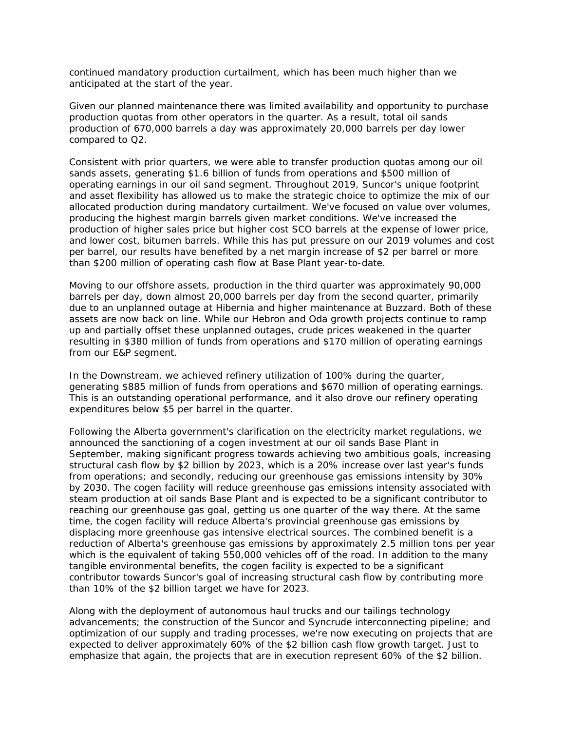continued mandatory production curtailment, which has been much higher than we anticipated at the start of the year.

Given our planned maintenance there was limited availability and opportunity to purchase production quotas from other operators in the quarter. As a result, total oil sands production of 670,000 barrels a day was approximately 20,000 barrels per day lower compared to Q2.

Consistent with prior quarters, we were able to transfer production quotas among our oil sands assets, generating $1.6 billion of funds from operations and $500 million of operating earnings in our oil sand segment. Throughout 2019, Suncor's unique footprint and asset flexibility has allowed us to make the strategic choice to optimize the mix of our allocated production during mandatory curtailment. We've focused on value over volumes, producing the highest margin barrels given market conditions. We've increased the production of higher sales price but higher cost SCO barrels at the expense of lower price, and lower cost, bitumen barrels. While this has put pressure on our 2019 volumes and cost per barrel, our results have benefited by a net margin increase of $2 per barrel or more than $200 million of operating cash flow at Base Plant year-to-date.

Moving to our offshore assets, production in the third quarter was approximately 90,000 barrels per day, down almost 20,000 barrels per day from the second quarter, primarily due to an unplanned outage at Hibernia and higher maintenance at Buzzard. Both of these assets are now back on line. While our Hebron and Oda growth projects continue to ramp up and partially offset these unplanned outages, crude prices weakened in the quarter resulting in $380 million of funds from operations and $170 million of operating earnings from our E&P segment.

In the Downstream, we achieved refinery utilization of 100% during the quarter, generating $885 million of funds from operations and $670 million of operating earnings. This is an outstanding operational performance, and it also drove our refinery operating expenditures below $5 per barrel in the quarter.

Following the Alberta government's clarification on the electricity market regulations, we announced the sanctioning of a cogen investment at our oil sands Base Plant in September, making significant progress towards achieving two ambitious goals, increasing structural cash flow by $2 billion by 2023, which is a 20% increase over last year's funds from operations; and secondly, reducing our greenhouse gas emissions intensity by 30% by 2030. The cogen facility will reduce greenhouse gas emissions intensity associated with steam production at oil sands Base Plant and is expected to be a significant contributor to reaching our greenhouse gas goal, getting us one quarter of the way there. At the same time, the cogen facility will reduce Alberta's provincial greenhouse gas emissions by displacing more greenhouse gas intensive electrical sources. The combined benefit is a reduction of Alberta's greenhouse gas emissions by approximately 2.5 million tons per year which is the equivalent of taking 550,000 vehicles off of the road. In addition to the many tangible environmental benefits, the cogen facility is expected to be a significant contributor towards Suncor's goal of increasing structural cash flow by contributing more than 10% of the $2 billion target we have for 2023.

Along with the deployment of autonomous haul trucks and our tailings technology advancements; the construction of the Suncor and Syncrude interconnecting pipeline; and optimization of our supply and trading processes, we're now executing on projects that are expected to deliver approximately 60% of the $2 billion cash flow growth target. Just to emphasize that again, the projects that are in execution represent 60% of the $2 billion.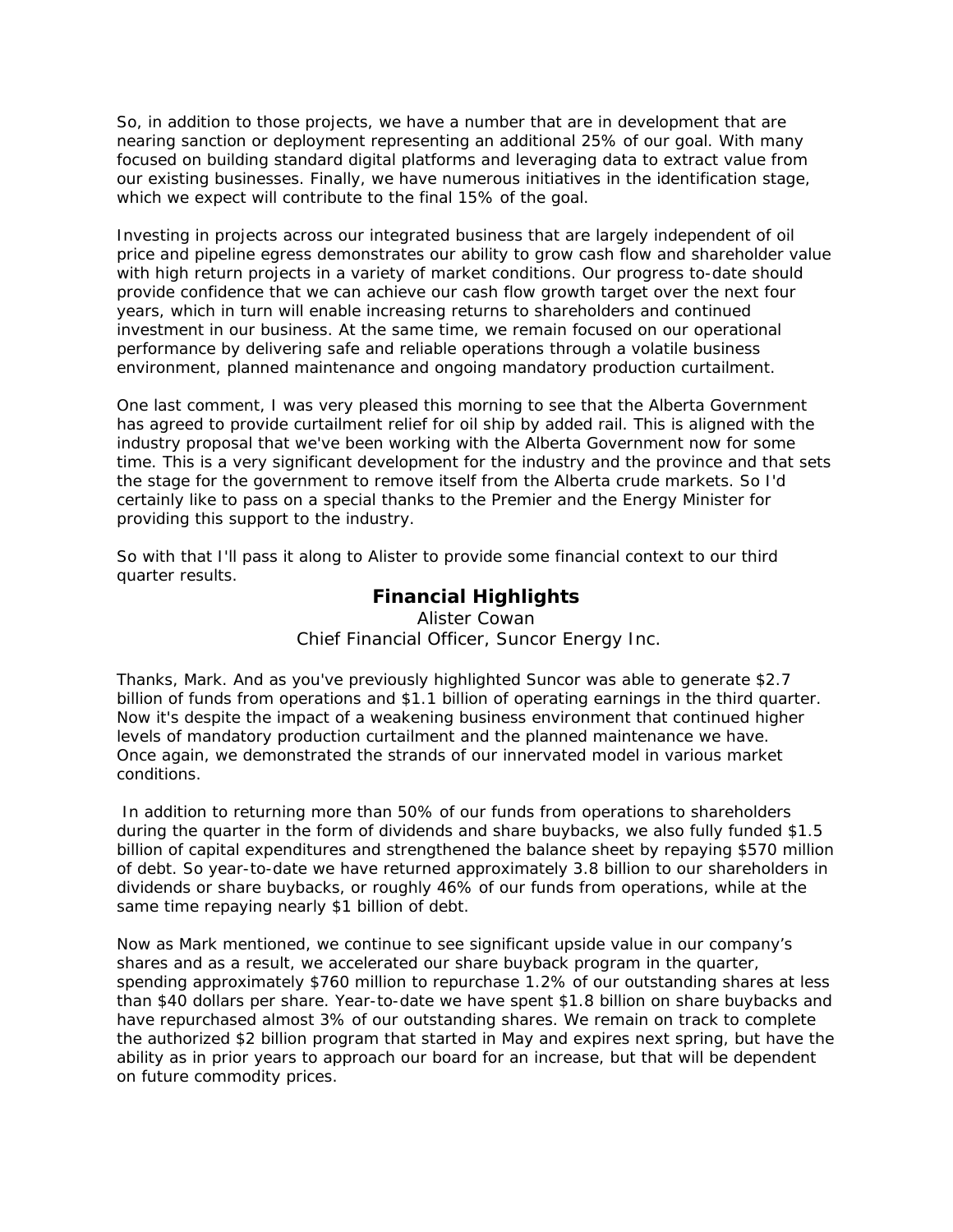So, in addition to those projects, we have a number that are in development that are nearing sanction or deployment representing an additional 25% of our goal. With many focused on building standard digital platforms and leveraging data to extract value from our existing businesses. Finally, we have numerous initiatives in the identification stage, which we expect will contribute to the final 15% of the goal.

Investing in projects across our integrated business that are largely independent of oil price and pipeline egress demonstrates our ability to grow cash flow and shareholder value with high return projects in a variety of market conditions. Our progress to-date should provide confidence that we can achieve our cash flow growth target over the next four years, which in turn will enable increasing returns to shareholders and continued investment in our business. At the same time, we remain focused on our operational performance by delivering safe and reliable operations through a volatile business environment, planned maintenance and ongoing mandatory production curtailment.

One last comment, I was very pleased this morning to see that the Alberta Government has agreed to provide curtailment relief for oil ship by added rail. This is aligned with the industry proposal that we've been working with the Alberta Government now for some time. This is a very significant development for the industry and the province and that sets the stage for the government to remove itself from the Alberta crude markets. So I'd certainly like to pass on a special thanks to the Premier and the Energy Minister for providing this support to the industry.

So with that I'll pass it along to Alister to provide some financial context to our third quarter results.

## Financial Highlights

Alister Cowan
Chief Financial Officer, Suncor Energy Inc.

Thanks, Mark. And as you've previously highlighted Suncor was able to generate $2.7 billion of funds from operations and $1.1 billion of operating earnings in the third quarter. Now it's despite the impact of a weakening business environment that continued higher levels of mandatory production curtailment and the planned maintenance we have. Once again, we demonstrated the strands of our innervated model in various market conditions.

In addition to returning more than 50% of our funds from operations to shareholders during the quarter in the form of dividends and share buybacks, we also fully funded $1.5 billion of capital expenditures and strengthened the balance sheet by repaying $570 million of debt. So year-to-date we have returned approximately 3.8 billion to our shareholders in dividends or share buybacks, or roughly 46% of our funds from operations, while at the same time repaying nearly $1 billion of debt.

Now as Mark mentioned, we continue to see significant upside value in our company's shares and as a result, we accelerated our share buyback program in the quarter, spending approximately $760 million to repurchase 1.2% of our outstanding shares at less than $40 dollars per share. Year-to-date we have spent $1.8 billion on share buybacks and have repurchased almost 3% of our outstanding shares. We remain on track to complete the authorized $2 billion program that started in May and expires next spring, but have the ability as in prior years to approach our board for an increase, but that will be dependent on future commodity prices.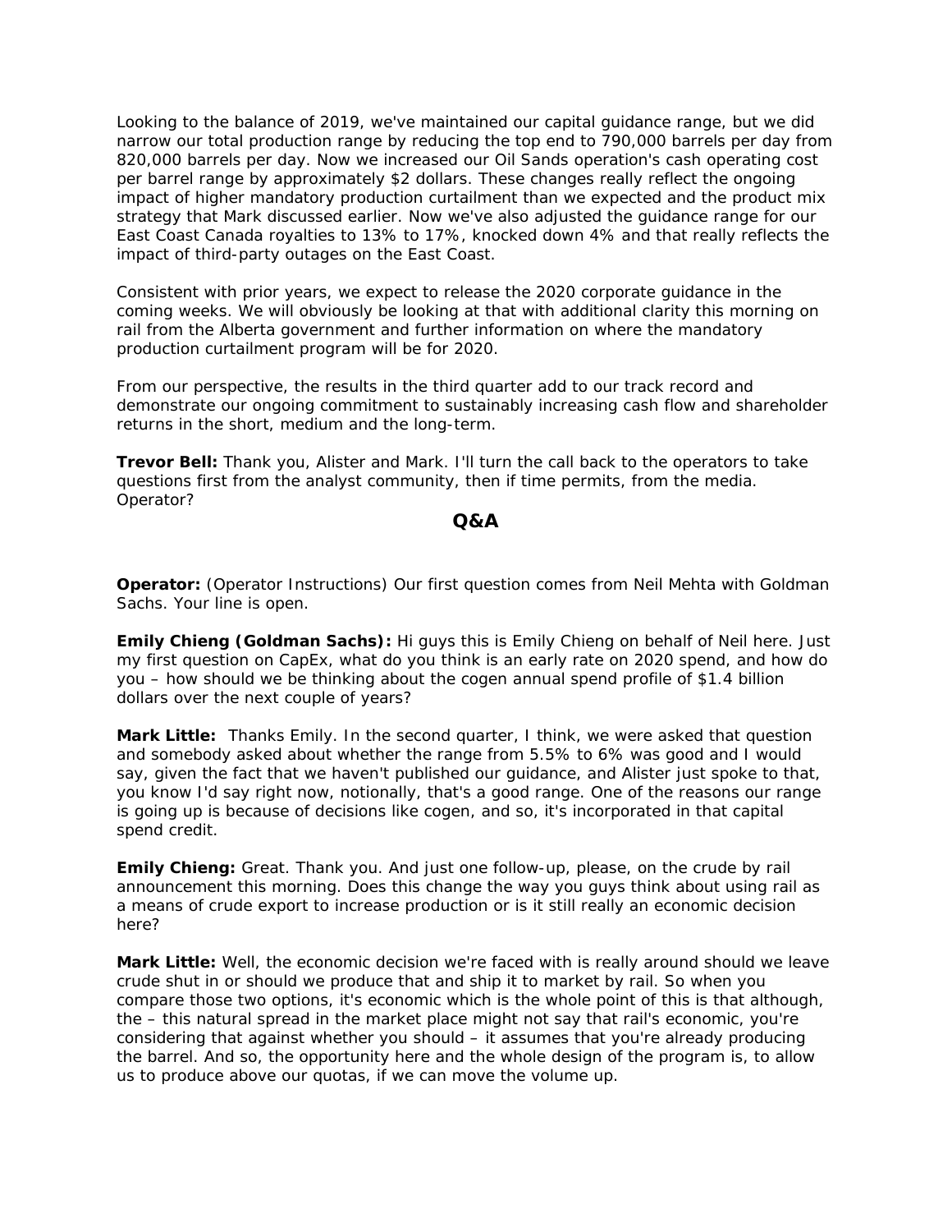Looking to the balance of 2019, we've maintained our capital guidance range, but we did narrow our total production range by reducing the top end to 790,000 barrels per day from 820,000 barrels per day. Now we increased our Oil Sands operation's cash operating cost per barrel range by approximately $2 dollars. These changes really reflect the ongoing impact of higher mandatory production curtailment than we expected and the product mix strategy that Mark discussed earlier. Now we've also adjusted the guidance range for our East Coast Canada royalties to 13% to 17%, knocked down 4% and that really reflects the impact of third-party outages on the East Coast.

Consistent with prior years, we expect to release the 2020 corporate guidance in the coming weeks. We will obviously be looking at that with additional clarity this morning on rail from the Alberta government and further information on where the mandatory production curtailment program will be for 2020.

From our perspective, the results in the third quarter add to our track record and demonstrate our ongoing commitment to sustainably increasing cash flow and shareholder returns in the short, medium and the long-term.

**Trevor Bell:** Thank you, Alister and Mark. I'll turn the call back to the operators to take questions first from the analyst community, then if time permits, from the media. Operator?

## Q&A

**Operator:** (Operator Instructions) Our first question comes from Neil Mehta with Goldman Sachs. Your line is open.

**Emily Chieng (Goldman Sachs):** Hi guys this is Emily Chieng on behalf of Neil here. Just my first question on CapEx, what do you think is an early rate on 2020 spend, and how do you – how should we be thinking about the cogen annual spend profile of $1.4 billion dollars over the next couple of years?

**Mark Little:** Thanks Emily. In the second quarter, I think, we were asked that question and somebody asked about whether the range from 5.5% to 6% was good and I would say, given the fact that we haven't published our guidance, and Alister just spoke to that, you know I'd say right now, notionally, that's a good range. One of the reasons our range is going up is because of decisions like cogen, and so, it's incorporated in that capital spend credit.

**Emily Chieng:** Great. Thank you. And just one follow-up, please, on the crude by rail announcement this morning. Does this change the way you guys think about using rail as a means of crude export to increase production or is it still really an economic decision here?

**Mark Little:** Well, the economic decision we're faced with is really around should we leave crude shut in or should we produce that and ship it to market by rail. So when you compare those two options, it's economic which is the whole point of this is that although, the – this natural spread in the market place might not say that rail's economic, you're considering that against whether you should – it assumes that you're already producing the barrel. And so, the opportunity here and the whole design of the program is, to allow us to produce above our quotas, if we can move the volume up.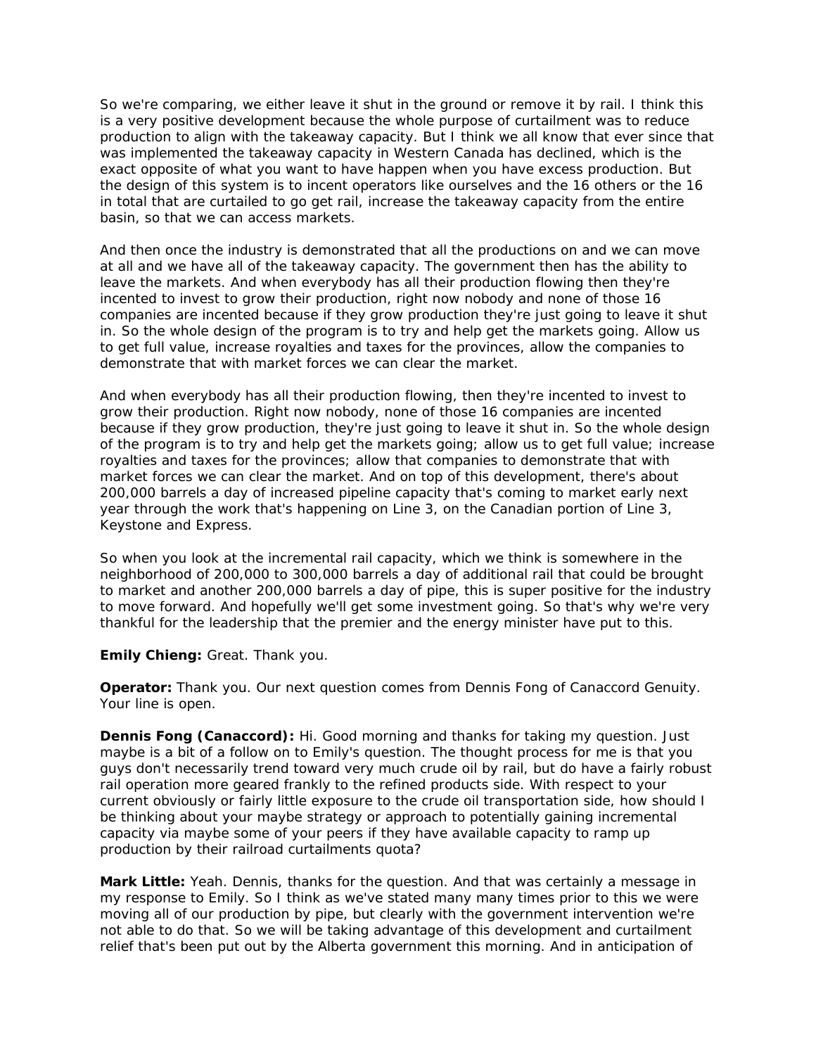So we're comparing, we either leave it shut in the ground or remove it by rail. I think this is a very positive development because the whole purpose of curtailment was to reduce production to align with the takeaway capacity. But I think we all know that ever since that was implemented the takeaway capacity in Western Canada has declined, which is the exact opposite of what you want to have happen when you have excess production. But the design of this system is to incent operators like ourselves and the 16 others or the 16 in total that are curtailed to go get rail, increase the takeaway capacity from the entire basin, so that we can access markets.

And then once the industry is demonstrated that all the productions on and we can move at all and we have all of the takeaway capacity. The government then has the ability to leave the markets. And when everybody has all their production flowing then they're incented to invest to grow their production, right now nobody and none of those 16 companies are incented because if they grow production they're just going to leave it shut in. So the whole design of the program is to try and help get the markets going. Allow us to get full value, increase royalties and taxes for the provinces, allow the companies to demonstrate that with market forces we can clear the market.

And when everybody has all their production flowing, then they're incented to invest to grow their production. Right now nobody, none of those 16 companies are incented because if they grow production, they're just going to leave it shut in. So the whole design of the program is to try and help get the markets going; allow us to get full value; increase royalties and taxes for the provinces; allow that companies to demonstrate that with market forces we can clear the market. And on top of this development, there's about 200,000 barrels a day of increased pipeline capacity that's coming to market early next year through the work that's happening on Line 3, on the Canadian portion of Line 3, Keystone and Express.

So when you look at the incremental rail capacity, which we think is somewhere in the neighborhood of 200,000 to 300,000 barrels a day of additional rail that could be brought to market and another 200,000 barrels a day of pipe, this is super positive for the industry to move forward. And hopefully we'll get some investment going. So that's why we're very thankful for the leadership that the premier and the energy minister have put to this.

**Emily Chieng:** Great. Thank you.

**Operator:** Thank you. Our next question comes from Dennis Fong of Canaccord Genuity. Your line is open.

**Dennis Fong (Canaccord):** Hi. Good morning and thanks for taking my question. Just maybe is a bit of a follow on to Emily's question. The thought process for me is that you guys don't necessarily trend toward very much crude oil by rail, but do have a fairly robust rail operation more geared frankly to the refined products side. With respect to your current obviously or fairly little exposure to the crude oil transportation side, how should I be thinking about your maybe strategy or approach to potentially gaining incremental capacity via maybe some of your peers if they have available capacity to ramp up production by their railroad curtailments quota?

**Mark Little:** Yeah. Dennis, thanks for the question. And that was certainly a message in my response to Emily. So I think as we've stated many many times prior to this we were moving all of our production by pipe, but clearly with the government intervention we're not able to do that. So we will be taking advantage of this development and curtailment relief that's been put out by the Alberta government this morning. And in anticipation of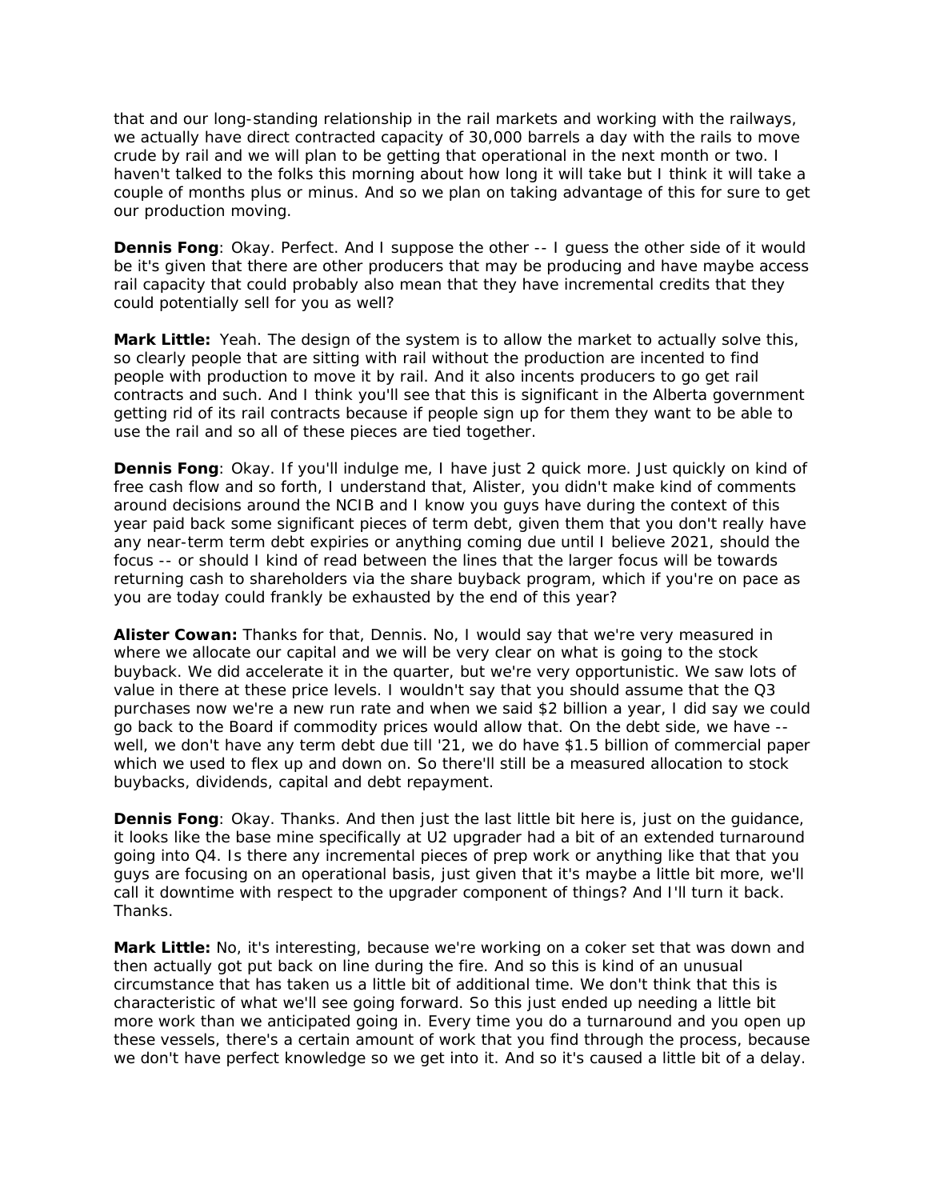that and our long-standing relationship in the rail markets and working with the railways, we actually have direct contracted capacity of 30,000 barrels a day with the rails to move crude by rail and we will plan to be getting that operational in the next month or two. I haven't talked to the folks this morning about how long it will take but I think it will take a couple of months plus or minus. And so we plan on taking advantage of this for sure to get our production moving.

**Dennis Fong**: Okay. Perfect. And I suppose the other -- I guess the other side of it would be it's given that there are other producers that may be producing and have maybe access rail capacity that could probably also mean that they have incremental credits that they could potentially sell for you as well?

**Mark Little:** Yeah. The design of the system is to allow the market to actually solve this, so clearly people that are sitting with rail without the production are incented to find people with production to move it by rail. And it also incents producers to go get rail contracts and such. And I think you'll see that this is significant in the Alberta government getting rid of its rail contracts because if people sign up for them they want to be able to use the rail and so all of these pieces are tied together.

**Dennis Fong**: Okay. If you'll indulge me, I have just 2 quick more. Just quickly on kind of free cash flow and so forth, I understand that, Alister, you didn't make kind of comments around decisions around the NCIB and I know you guys have during the context of this year paid back some significant pieces of term debt, given them that you don't really have any near-term term debt expiries or anything coming due until I believe 2021, should the focus -- or should I kind of read between the lines that the larger focus will be towards returning cash to shareholders via the share buyback program, which if you're on pace as you are today could frankly be exhausted by the end of this year?

**Alister Cowan:** Thanks for that, Dennis. No, I would say that we're very measured in where we allocate our capital and we will be very clear on what is going to the stock buyback. We did accelerate it in the quarter, but we're very opportunistic. We saw lots of value in there at these price levels. I wouldn't say that you should assume that the Q3 purchases now we're a new run rate and when we said $2 billion a year, I did say we could go back to the Board if commodity prices would allow that. On the debt side, we have -- well, we don't have any term debt due till '21, we do have $1.5 billion of commercial paper which we used to flex up and down on. So there'll still be a measured allocation to stock buybacks, dividends, capital and debt repayment.

**Dennis Fong**: Okay. Thanks. And then just the last little bit here is, just on the guidance, it looks like the base mine specifically at U2 upgrader had a bit of an extended turnaround going into Q4. Is there any incremental pieces of prep work or anything like that that you guys are focusing on an operational basis, just given that it's maybe a little bit more, we'll call it downtime with respect to the upgrader component of things? And I'll turn it back. Thanks.

**Mark Little:** No, it's interesting, because we're working on a coker set that was down and then actually got put back on line during the fire. And so this is kind of an unusual circumstance that has taken us a little bit of additional time. We don't think that this is characteristic of what we'll see going forward. So this just ended up needing a little bit more work than we anticipated going in. Every time you do a turnaround and you open up these vessels, there's a certain amount of work that you find through the process, because we don't have perfect knowledge so we get into it. And so it's caused a little bit of a delay.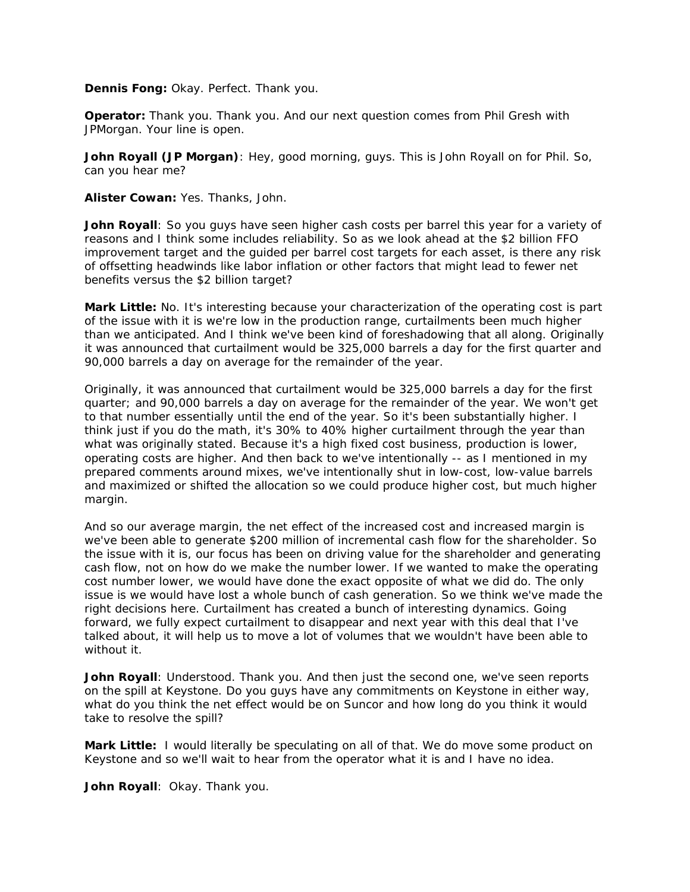**Dennis Fong:** Okay. Perfect. Thank you.

**Operator:** Thank you. Thank you. And our next question comes from Phil Gresh with JPMorgan. Your line is open.

**John Royall (JP Morgan)**: Hey, good morning, guys. This is John Royall on for Phil. So, can you hear me?

**Alister Cowan:** Yes. Thanks, John.

**John Royall**: So you guys have seen higher cash costs per barrel this year for a variety of reasons and I think some includes reliability. So as we look ahead at the $2 billion FFO improvement target and the guided per barrel cost targets for each asset, is there any risk of offsetting headwinds like labor inflation or other factors that might lead to fewer net benefits versus the $2 billion target?

**Mark Little:** No. It's interesting because your characterization of the operating cost is part of the issue with it is we're low in the production range, curtailments been much higher than we anticipated. And I think we've been kind of foreshadowing that all along. Originally it was announced that curtailment would be 325,000 barrels a day for the first quarter and 90,000 barrels a day on average for the remainder of the year.

Originally, it was announced that curtailment would be 325,000 barrels a day for the first quarter; and 90,000 barrels a day on average for the remainder of the year. We won't get to that number essentially until the end of the year. So it's been substantially higher. I think just if you do the math, it's 30% to 40% higher curtailment through the year than what was originally stated. Because it's a high fixed cost business, production is lower, operating costs are higher. And then back to we've intentionally -- as I mentioned in my prepared comments around mixes, we've intentionally shut in low-cost, low-value barrels and maximized or shifted the allocation so we could produce higher cost, but much higher margin.

And so our average margin, the net effect of the increased cost and increased margin is we've been able to generate $200 million of incremental cash flow for the shareholder. So the issue with it is, our focus has been on driving value for the shareholder and generating cash flow, not on how do we make the number lower. If we wanted to make the operating cost number lower, we would have done the exact opposite of what we did do. The only issue is we would have lost a whole bunch of cash generation. So we think we've made the right decisions here. Curtailment has created a bunch of interesting dynamics. Going forward, we fully expect curtailment to disappear and next year with this deal that I've talked about, it will help us to move a lot of volumes that we wouldn't have been able to without it.

**John Royall**: Understood. Thank you. And then just the second one, we've seen reports on the spill at Keystone. Do you guys have any commitments on Keystone in either way, what do you think the net effect would be on Suncor and how long do you think it would take to resolve the spill?

**Mark Little:** I would literally be speculating on all of that. We do move some product on Keystone and so we'll wait to hear from the operator what it is and I have no idea.

**John Royall**: Okay. Thank you.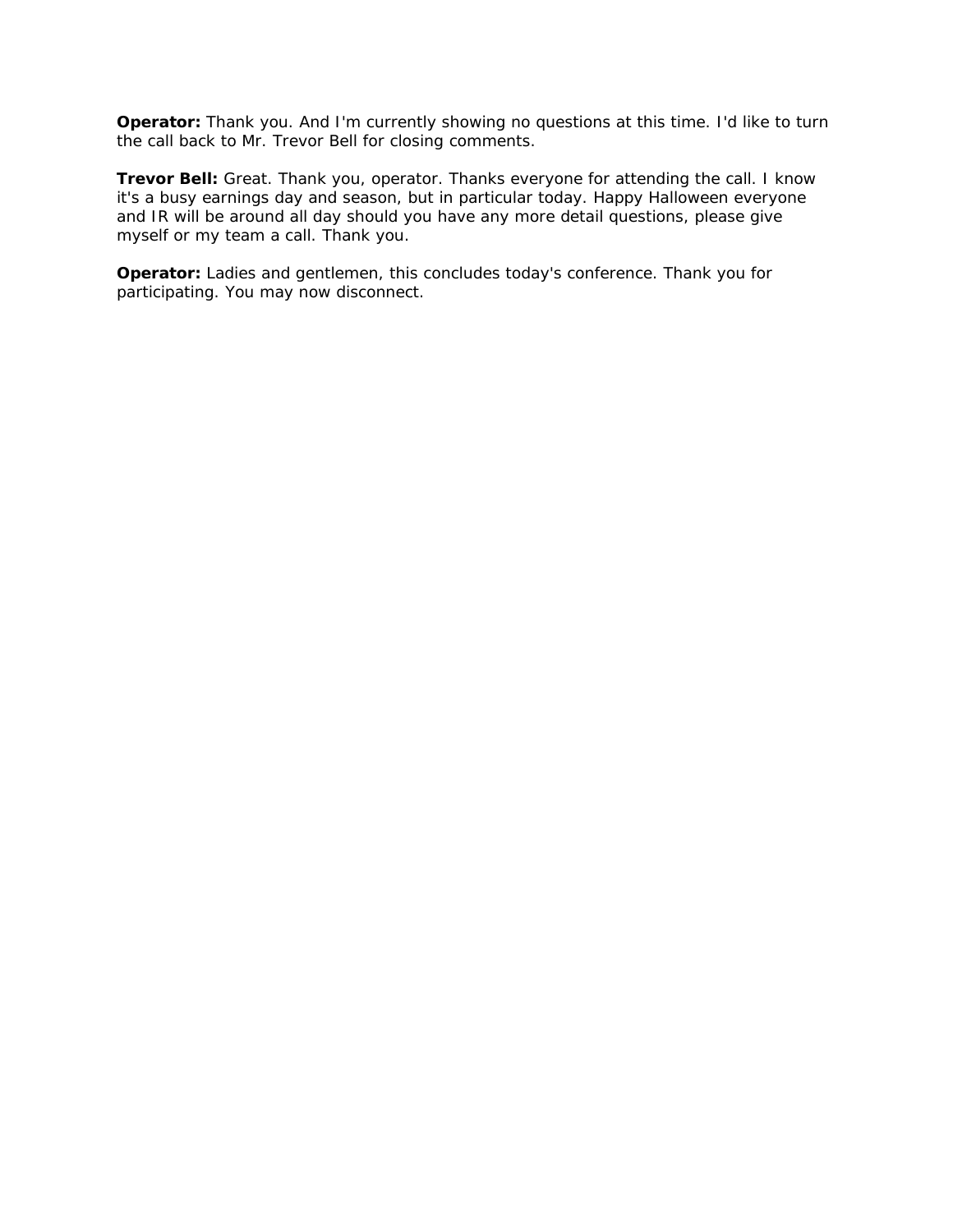**Operator:** Thank you. And I'm currently showing no questions at this time. I'd like to turn the call back to Mr. Trevor Bell for closing comments.

**Trevor Bell:** Great. Thank you, operator. Thanks everyone for attending the call. I know it's a busy earnings day and season, but in particular today. Happy Halloween everyone and IR will be around all day should you have any more detail questions, please give myself or my team a call. Thank you.

**Operator:** Ladies and gentlemen, this concludes today's conference. Thank you for participating. You may now disconnect.